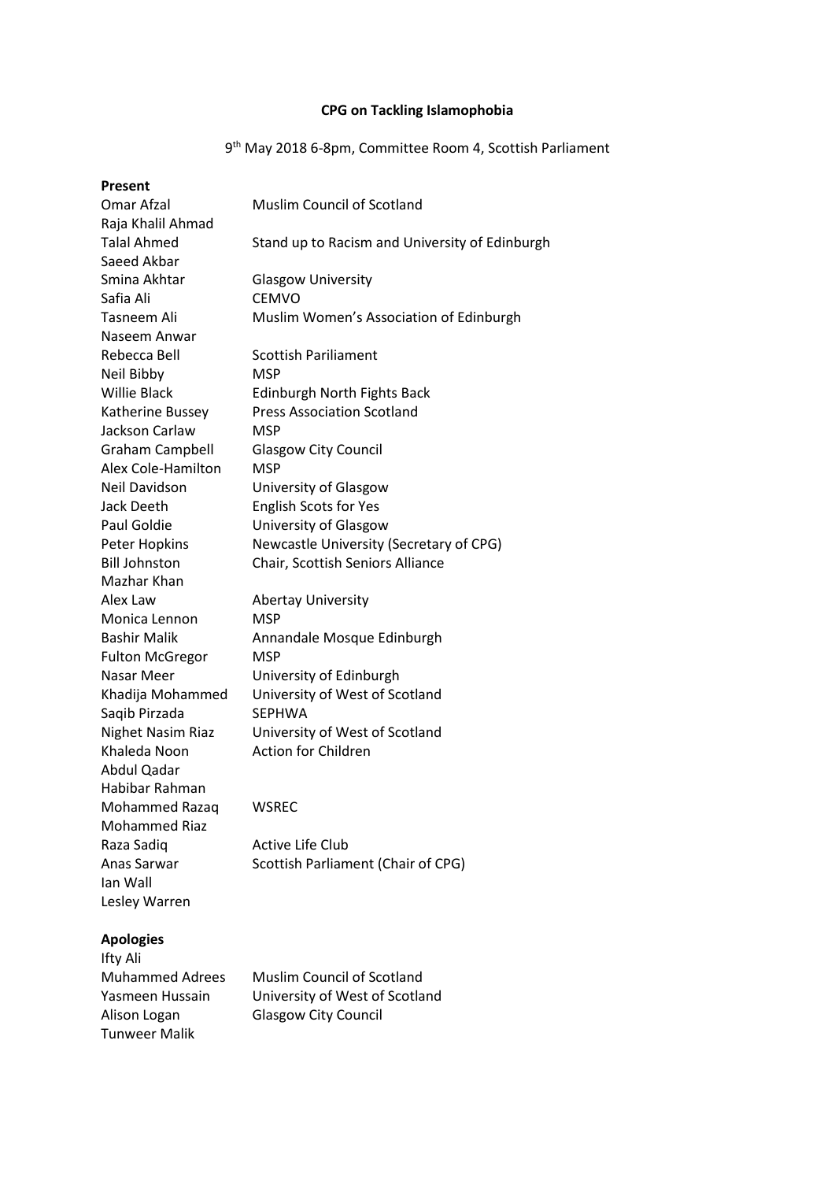**CPG on Tackling Islamophobia**

9th May 2018 6-8pm, Committee Room 4, Scottish Parliament

**Present**

| | |
|---|---|
| Omar Afzal | Muslim Council of Scotland |
| Raja Khalil Ahmad | |
| Talal Ahmed | Stand up to Racism and University of Edinburgh |
| Saeed Akbar | |
| Smina Akhtar | Glasgow University |
| Safia Ali | CEMVO |
| Tasneem Ali | Muslim Women's Association of Edinburgh |
| Naseem Anwar | |
| Rebecca Bell | Scottish Pariliament |
| Neil Bibby | MSP |
| Willie Black | Edinburgh North Fights Back |
| Katherine Bussey | Press Association Scotland |
| Jackson Carlaw | MSP |
| Graham Campbell | Glasgow City Council |
| Alex Cole-Hamilton | MSP |
| Neil Davidson | University of Glasgow |
| Jack Deeth | English Scots for Yes |
| Paul Goldie | University of Glasgow |
| Peter Hopkins | Newcastle University (Secretary of CPG) |
| Bill Johnston | Chair, Scottish Seniors Alliance |
| Mazhar Khan | |
| Alex Law | Abertay University |
| Monica Lennon | MSP |
| Bashir Malik | Annandale Mosque Edinburgh |
| Fulton McGregor | MSP |
| Nasar Meer | University of Edinburgh |
| Khadija Mohammed | University of West of Scotland |
| Saqib Pirzada | SEPHWA |
| Nighet Nasim Riaz | University of West of Scotland |
| Khaleda Noon | Action for Children |
| Abdul Qadar | |
| Habibar Rahman | |
| Mohammed Razaq | WSREC |
| Mohammed Riaz | |
| Raza Sadiq | Active Life Club |
| Anas Sarwar | Scottish Parliament (Chair of CPG) |
| Ian Wall | |
| Lesley Warren | |

**Apologies**

| | |
|---|---|
| Ifty Ali | |
| Muhammed Adrees | Muslim Council of Scotland |
| Yasmeen Hussain | University of West of Scotland |
| Alison Logan | Glasgow City Council |
| Tunweer Malik | |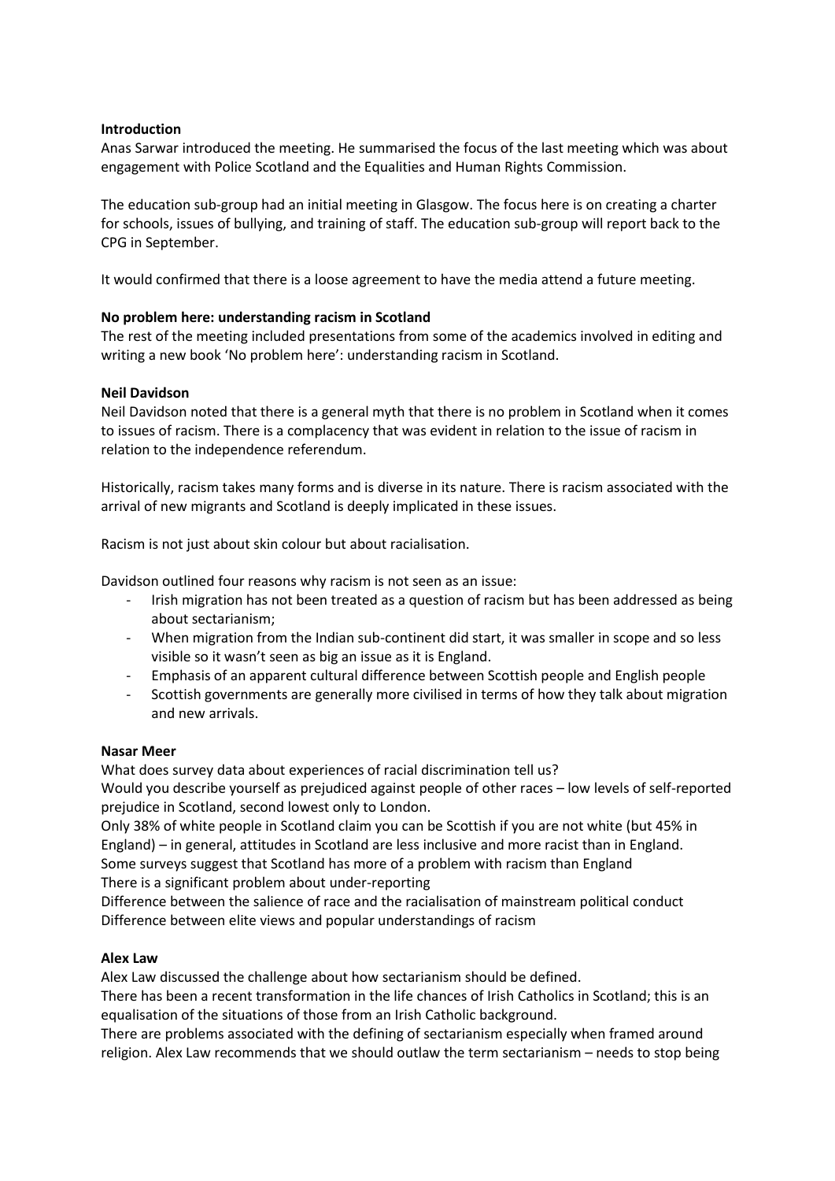**Introduction**

Anas Sarwar introduced the meeting. He summarised the focus of the last meeting which was about engagement with Police Scotland and the Equalities and Human Rights Commission.

The education sub-group had an initial meeting in Glasgow. The focus here is on creating a charter for schools, issues of bullying, and training of staff. The education sub-group will report back to the CPG in September.

It would confirmed that there is a loose agreement to have the media attend a future meeting.

**No problem here: understanding racism in Scotland**

The rest of the meeting included presentations from some of the academics involved in editing and writing a new book 'No problem here': understanding racism in Scotland.

**Neil Davidson**

Neil Davidson noted that there is a general myth that there is no problem in Scotland when it comes to issues of racism. There is a complacency that was evident in relation to the issue of racism in relation to the independence referendum.

Historically, racism takes many forms and is diverse in its nature. There is racism associated with the arrival of new migrants and Scotland is deeply implicated in these issues.

Racism is not just about skin colour but about racialisation.

Davidson outlined four reasons why racism is not seen as an issue:

- Irish migration has not been treated as a question of racism but has been addressed as being about sectarianism;
- When migration from the Indian sub-continent did start, it was smaller in scope and so less visible so it wasn't seen as big an issue as it is England.
- Emphasis of an apparent cultural difference between Scottish people and English people
- Scottish governments are generally more civilised in terms of how they talk about migration and new arrivals.

**Nasar Meer**

What does survey data about experiences of racial discrimination tell us?
Would you describe yourself as prejudiced against people of other races – low levels of self-reported prejudice in Scotland, second lowest only to London.
Only 38% of white people in Scotland claim you can be Scottish if you are not white (but 45% in England) – in general, attitudes in Scotland are less inclusive and more racist than in England.
Some surveys suggest that Scotland has more of a problem with racism than England
There is a significant problem about under-reporting
Difference between the salience of race and the racialisation of mainstream political conduct
Difference between elite views and popular understandings of racism

**Alex Law**

Alex Law discussed the challenge about how sectarianism should be defined.
There has been a recent transformation in the life chances of Irish Catholics in Scotland; this is an equalisation of the situations of those from an Irish Catholic background.
There are problems associated with the defining of sectarianism especially when framed around religion. Alex Law recommends that we should outlaw the term sectarianism – needs to stop being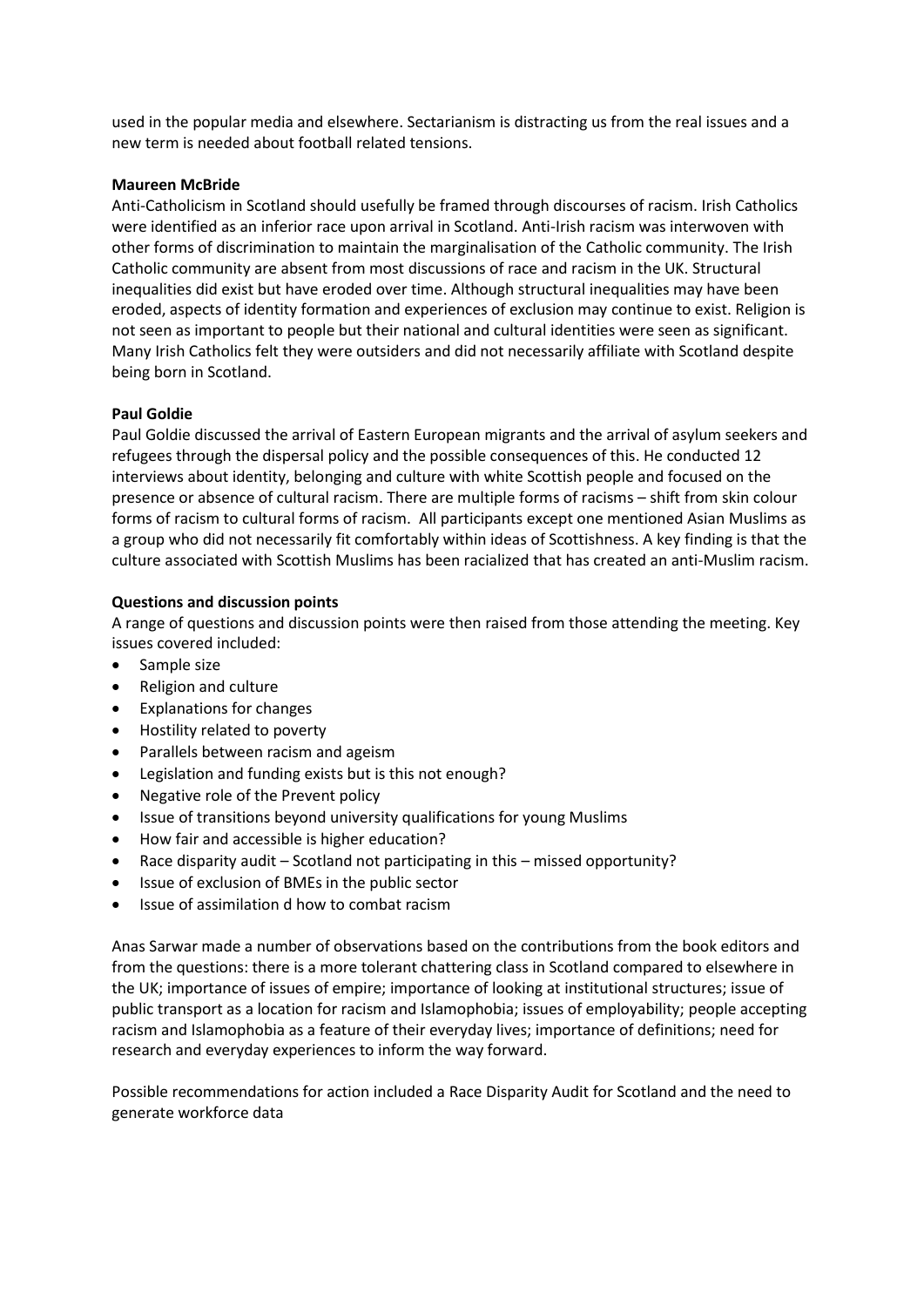used in the popular media and elsewhere. Sectarianism is distracting us from the real issues and a new term is needed about football related tensions.

**Maureen McBride**

Anti-Catholicism in Scotland should usefully be framed through discourses of racism. Irish Catholics were identified as an inferior race upon arrival in Scotland. Anti-Irish racism was interwoven with other forms of discrimination to maintain the marginalisation of the Catholic community. The Irish Catholic community are absent from most discussions of race and racism in the UK. Structural inequalities did exist but have eroded over time. Although structural inequalities may have been eroded, aspects of identity formation and experiences of exclusion may continue to exist. Religion is not seen as important to people but their national and cultural identities were seen as significant. Many Irish Catholics felt they were outsiders and did not necessarily affiliate with Scotland despite being born in Scotland.

**Paul Goldie**

Paul Goldie discussed the arrival of Eastern European migrants and the arrival of asylum seekers and refugees through the dispersal policy and the possible consequences of this. He conducted 12 interviews about identity, belonging and culture with white Scottish people and focused on the presence or absence of cultural racism. There are multiple forms of racisms – shift from skin colour forms of racism to cultural forms of racism. All participants except one mentioned Asian Muslims as a group who did not necessarily fit comfortably within ideas of Scottishness. A key finding is that the culture associated with Scottish Muslims has been racialized that has created an anti-Muslim racism.

**Questions and discussion points**

A range of questions and discussion points were then raised from those attending the meeting. Key issues covered included:

- Sample size
- Religion and culture
- Explanations for changes
- Hostility related to poverty
- Parallels between racism and ageism
- Legislation and funding exists but is this not enough?
- Negative role of the Prevent policy
- Issue of transitions beyond university qualifications for young Muslims
- How fair and accessible is higher education?
- Race disparity audit – Scotland not participating in this – missed opportunity?
- Issue of exclusion of BMEs in the public sector
- Issue of assimilation d how to combat racism

Anas Sarwar made a number of observations based on the contributions from the book editors and from the questions: there is a more tolerant chattering class in Scotland compared to elsewhere in the UK; importance of issues of empire; importance of looking at institutional structures; issue of public transport as a location for racism and Islamophobia; issues of employability; people accepting racism and Islamophobia as a feature of their everyday lives; importance of definitions; need for research and everyday experiences to inform the way forward.

Possible recommendations for action included a Race Disparity Audit for Scotland and the need to generate workforce data